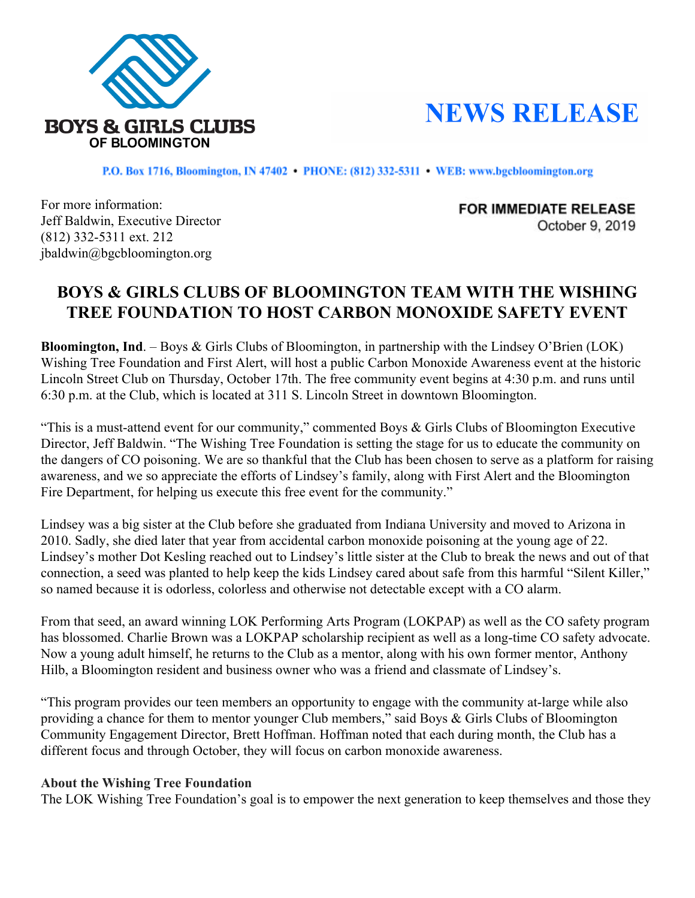BOYS & GIRLS CLUBS OF BLOOMINGTON

# NEWS RELEASE

P.O. Box 1716, Bloomington, IN 47402 • PHONE: (812) 332-5311 • WEB: www.bgcbloomington.org

For more information:
Jeff Baldwin, Executive Director
(812) 332-5311 ext. 212
jbaldwin@bgcbloomington.org

**FOR IMMEDIATE RELEASE**
October 9, 2019

## BOYS & GIRLS CLUBS OF BLOOMINGTON TEAM WITH THE WISHING TREE FOUNDATION TO HOST CARBON MONOXIDE SAFETY EVENT

**Bloomington, Ind**. – Boys & Girls Clubs of Bloomington, in partnership with the Lindsey O'Brien (LOK) Wishing Tree Foundation and First Alert, will host a public Carbon Monoxide Awareness event at the historic Lincoln Street Club on Thursday, October 17th. The free community event begins at 4:30 p.m. and runs until 6:30 p.m. at the Club, which is located at 311 S. Lincoln Street in downtown Bloomington.

"This is a must-attend event for our community," commented Boys & Girls Clubs of Bloomington Executive Director, Jeff Baldwin. "The Wishing Tree Foundation is setting the stage for us to educate the community on the dangers of CO poisoning. We are so thankful that the Club has been chosen to serve as a platform for raising awareness, and we so appreciate the efforts of Lindsey's family, along with First Alert and the Bloomington Fire Department, for helping us execute this free event for the community."

Lindsey was a big sister at the Club before she graduated from Indiana University and moved to Arizona in 2010. Sadly, she died later that year from accidental carbon monoxide poisoning at the young age of 22. Lindsey's mother Dot Kesling reached out to Lindsey's little sister at the Club to break the news and out of that connection, a seed was planted to help keep the kids Lindsey cared about safe from this harmful "Silent Killer," so named because it is odorless, colorless and otherwise not detectable except with a CO alarm.

From that seed, an award winning LOK Performing Arts Program (LOKPAP) as well as the CO safety program has blossomed. Charlie Brown was a LOKPAP scholarship recipient as well as a long-time CO safety advocate. Now a young adult himself, he returns to the Club as a mentor, along with his own former mentor, Anthony Hilb, a Bloomington resident and business owner who was a friend and classmate of Lindsey's.

"This program provides our teen members an opportunity to engage with the community at-large while also providing a chance for them to mentor younger Club members," said Boys & Girls Clubs of Bloomington Community Engagement Director, Brett Hoffman. Hoffman noted that each during month, the Club has a different focus and through October, they will focus on carbon monoxide awareness.

**About the Wishing Tree Foundation**

The LOK Wishing Tree Foundation's goal is to empower the next generation to keep themselves and those they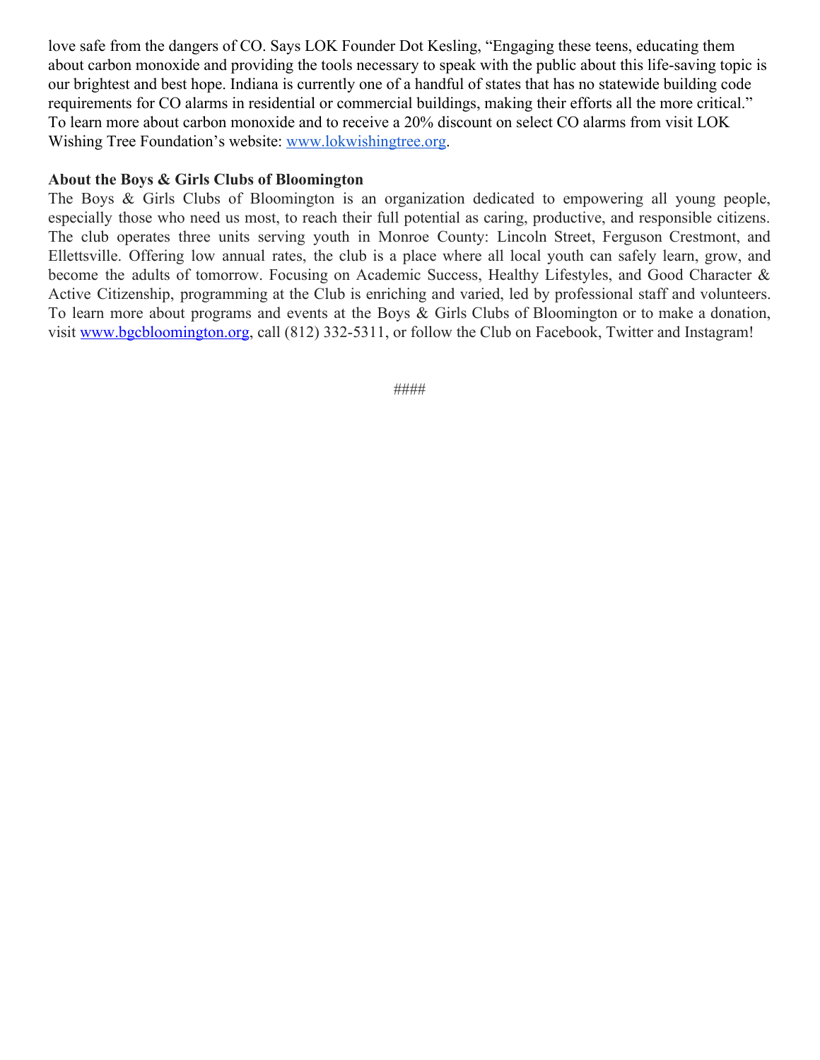love safe from the dangers of CO. Says LOK Founder Dot Kesling, “Engaging these teens, educating them about carbon monoxide and providing the tools necessary to speak with the public about this life-saving topic is our brightest and best hope. Indiana is currently one of a handful of states that has no statewide building code requirements for CO alarms in residential or commercial buildings, making their efforts all the more critical.” To learn more about carbon monoxide and to receive a 20% discount on select CO alarms from visit LOK Wishing Tree Foundation’s website: www.lokwishingtree.org.

**About the Boys & Girls Clubs of Bloomington**

The Boys & Girls Clubs of Bloomington is an organization dedicated to empowering all young people, especially those who need us most, to reach their full potential as caring, productive, and responsible citizens. The club operates three units serving youth in Monroe County: Lincoln Street, Ferguson Crestmont, and Ellettsville. Offering low annual rates, the club is a place where all local youth can safely learn, grow, and become the adults of tomorrow. Focusing on Academic Success, Healthy Lifestyles, and Good Character & Active Citizenship, programming at the Club is enriching and varied, led by professional staff and volunteers. To learn more about programs and events at the Boys & Girls Clubs of Bloomington or to make a donation, visit www.bgcbloomington.org, call (812) 332-5311, or follow the Club on Facebook, Twitter and Instagram!

####